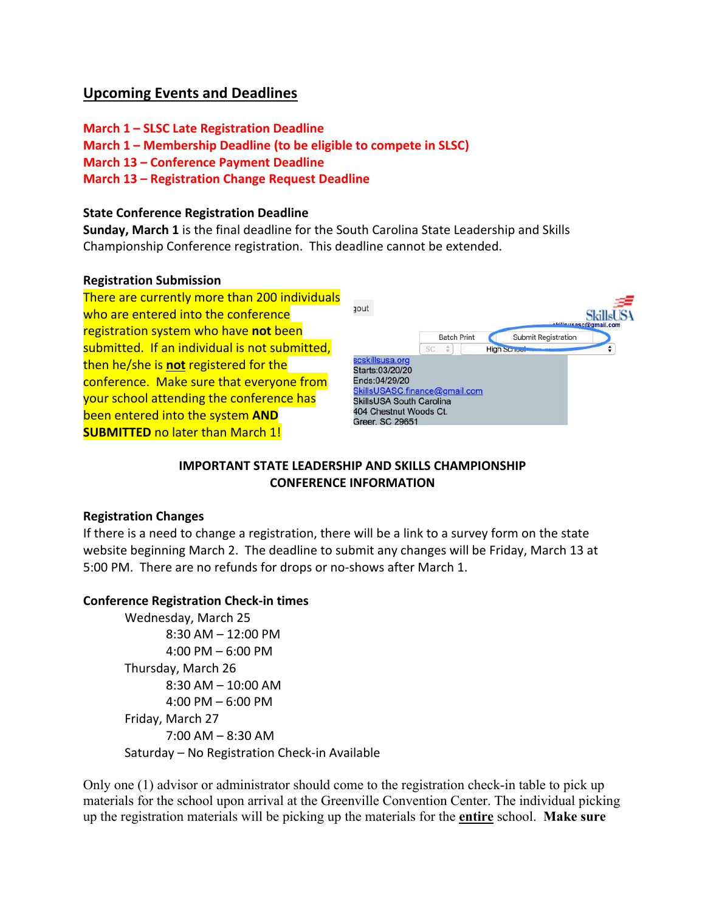## Upcoming Events and Deadlines

**March 1 – SLSC Late Registration Deadline**
**March 1 – Membership Deadline (to be eligible to compete in SLSC)**
**March 13 – Conference Payment Deadline**
**March 13 – Registration Change Request Deadline**

### State Conference Registration Deadline

**Sunday, March 1** is the final deadline for the South Carolina State Leadership and Skills Championship Conference registration. This deadline cannot be extended.

### Registration Submission

There are currently more than 200 individuals who are entered into the conference registration system who have **not** been submitted. If an individual is not submitted, then he/she is **not** registered for the conference. Make sure that everyone from your school attending the conference has been entered into the system **AND SUBMITTED** no later than March 1!

### IMPORTANT STATE LEADERSHIP AND SKILLS CHAMPIONSHIP CONFERENCE INFORMATION

### Registration Changes

If there is a need to change a registration, there will be a link to a survey form on the state website beginning March 2. The deadline to submit any changes will be Friday, March 13 at 5:00 PM. There are no refunds for drops or no-shows after March 1.

### Conference Registration Check-in times

- Wednesday, March 25
  - 8:30 AM – 12:00 PM
  - 4:00 PM – 6:00 PM
- Thursday, March 26
  - 8:30 AM – 10:00 AM
  - 4:00 PM – 6:00 PM
- Friday, March 27
  - 7:00 AM – 8:30 AM
- Saturday – No Registration Check-in Available

Only one (1) advisor or administrator should come to the registration check-in table to pick up materials for the school upon arrival at the Greenville Convention Center. The individual picking up the registration materials will be picking up the materials for the **entire** school. **Make sure**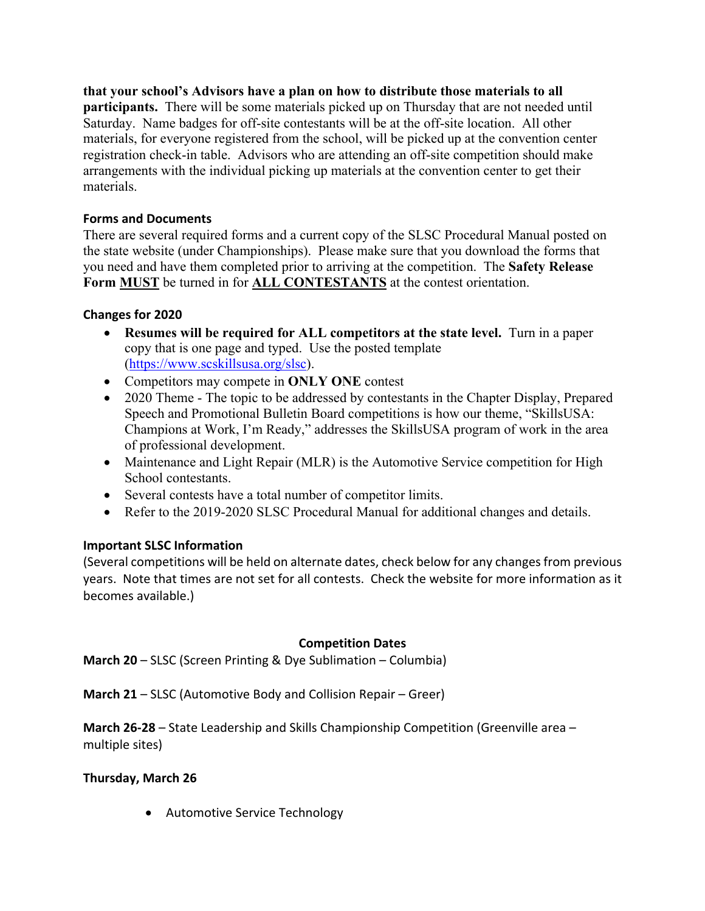**that your school's Advisors have a plan on how to distribute those materials to all participants.** There will be some materials picked up on Thursday that are not needed until Saturday. Name badges for off-site contestants will be at the off-site location. All other materials, for everyone registered from the school, will be picked up at the convention center registration check-in table. Advisors who are attending an off-site competition should make arrangements with the individual picking up materials at the convention center to get their materials.

### Forms and Documents

There are several required forms and a current copy of the SLSC Procedural Manual posted on the state website (under Championships). Please make sure that you download the forms that you need and have them completed prior to arriving at the competition. The **Safety Release Form <u>MUST</u>** be turned in for **<u>ALL CONTESTANTS</u>** at the contest orientation.

### Changes for 2020

- **Resumes will be required for ALL competitors at the state level.** Turn in a paper copy that is one page and typed. Use the posted template (https://www.scskillsusa.org/slsc).
- Competitors may compete in **ONLY ONE** contest
- 2020 Theme - The topic to be addressed by contestants in the Chapter Display, Prepared Speech and Promotional Bulletin Board competitions is how our theme, "SkillsUSA: Champions at Work, I'm Ready," addresses the SkillsUSA program of work in the area of professional development.
- Maintenance and Light Repair (MLR) is the Automotive Service competition for High School contestants.
- Several contests have a total number of competitor limits.
- Refer to the 2019-2020 SLSC Procedural Manual for additional changes and details.

### Important SLSC Information

(Several competitions will be held on alternate dates, check below for any changes from previous years. Note that times are not set for all contests. Check the website for more information as it becomes available.)

#### Competition Dates

**March 20** – SLSC (Screen Printing & Dye Sublimation – Columbia)

**March 21** – SLSC (Automotive Body and Collision Repair – Greer)

**March 26-28** – State Leadership and Skills Championship Competition (Greenville area – multiple sites)

**Thursday, March 26**

- Automotive Service Technology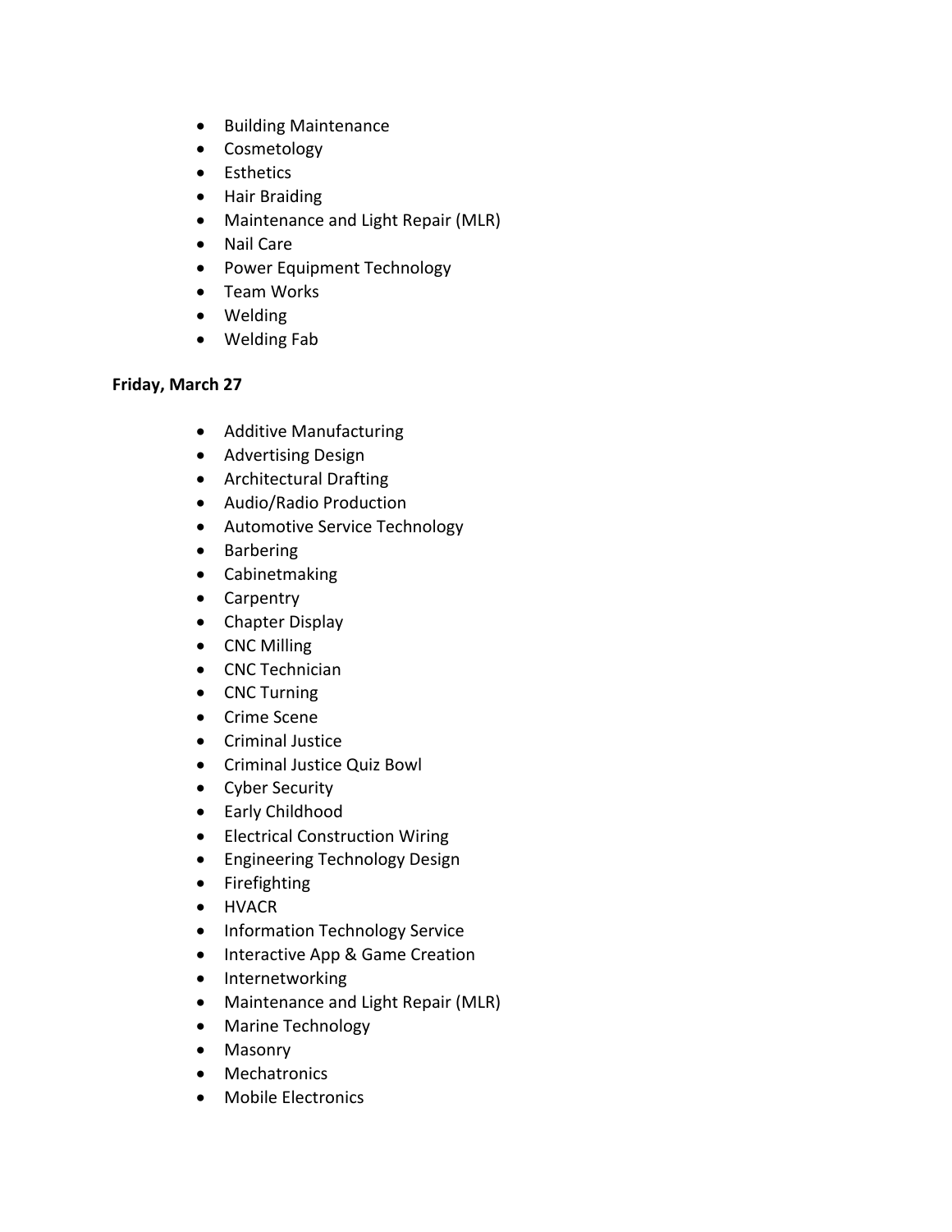- Building Maintenance
- Cosmetology
- Esthetics
- Hair Braiding
- Maintenance and Light Repair (MLR)
- Nail Care
- Power Equipment Technology
- Team Works
- Welding
- Welding Fab

**Friday, March 27**

- Additive Manufacturing
- Advertising Design
- Architectural Drafting
- Audio/Radio Production
- Automotive Service Technology
- Barbering
- Cabinetmaking
- Carpentry
- Chapter Display
- CNC Milling
- CNC Technician
- CNC Turning
- Crime Scene
- Criminal Justice
- Criminal Justice Quiz Bowl
- Cyber Security
- Early Childhood
- Electrical Construction Wiring
- Engineering Technology Design
- Firefighting
- HVACR
- Information Technology Service
- Interactive App & Game Creation
- Internetworking
- Maintenance and Light Repair (MLR)
- Marine Technology
- Masonry
- Mechatronics
- Mobile Electronics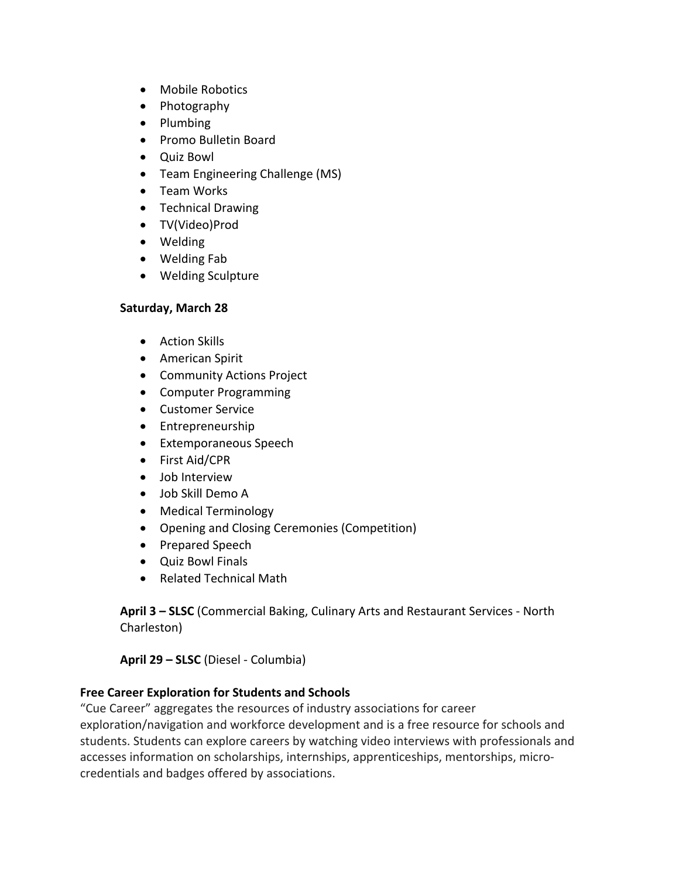- Mobile Robotics
- Photography
- Plumbing
- Promo Bulletin Board
- Quiz Bowl
- Team Engineering Challenge (MS)
- Team Works
- Technical Drawing
- TV(Video)Prod
- Welding
- Welding Fab
- Welding Sculpture

**Saturday, March 28**

- Action Skills
- American Spirit
- Community Actions Project
- Computer Programming
- Customer Service
- Entrepreneurship
- Extemporaneous Speech
- First Aid/CPR
- Job Interview
- Job Skill Demo A
- Medical Terminology
- Opening and Closing Ceremonies (Competition)
- Prepared Speech
- Quiz Bowl Finals
- Related Technical Math

**April 3 – SLSC** (Commercial Baking, Culinary Arts and Restaurant Services - North Charleston)

**April 29 – SLSC** (Diesel - Columbia)

**Free Career Exploration for Students and Schools**

"Cue Career" aggregates the resources of industry associations for career exploration/navigation and workforce development and is a free resource for schools and students. Students can explore careers by watching video interviews with professionals and accesses information on scholarships, internships, apprenticeships, mentorships, micro-credentials and badges offered by associations.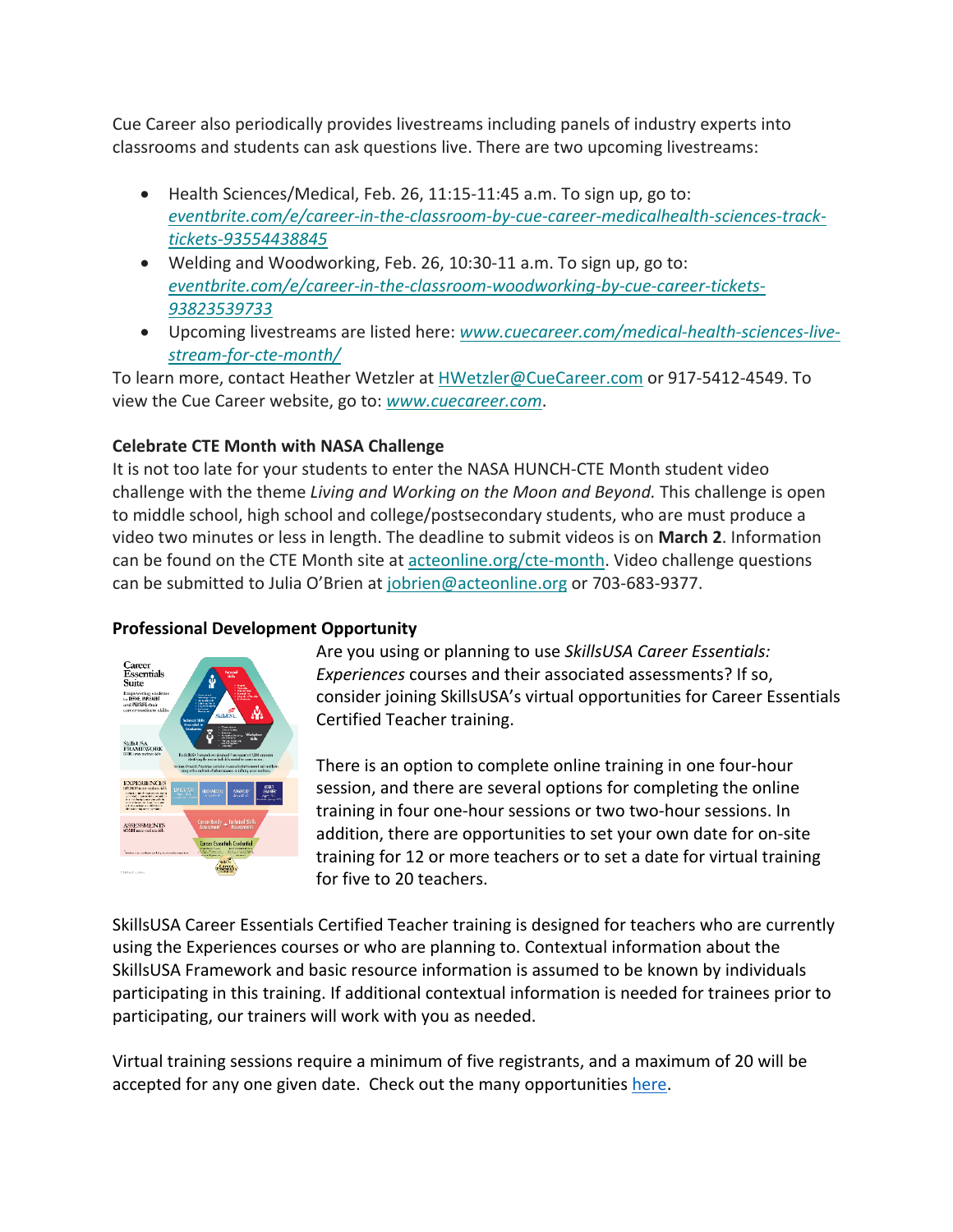Cue Career also periodically provides livestreams including panels of industry experts into classrooms and students can ask questions live. There are two upcoming livestreams:

- Health Sciences/Medical, Feb. 26, 11:15-11:45 a.m. To sign up, go to: *eventbrite.com/e/career-in-the-classroom-by-cue-career-medicalhealth-sciences-track-tickets-93554438845*
- Welding and Woodworking, Feb. 26, 10:30-11 a.m. To sign up, go to: *eventbrite.com/e/career-in-the-classroom-woodworking-by-cue-career-tickets-93823539733*
- Upcoming livestreams are listed here: *www.cuecareer.com/medical-health-sciences-live-stream-for-cte-month/*

To learn more, contact Heather Wetzler at HWetzler@CueCareer.com or 917-5412-4549. To view the Cue Career website, go to: *www.cuecareer.com*.

**Celebrate CTE Month with NASA Challenge**

It is not too late for your students to enter the NASA HUNCH-CTE Month student video challenge with the theme *Living and Working on the Moon and Beyond.* This challenge is open to middle school, high school and college/postsecondary students, who are must produce a video two minutes or less in length. The deadline to submit videos is on **March 2**. Information can be found on the CTE Month site at acteonline.org/cte-month. Video challenge questions can be submitted to Julia O'Brien at jobrien@acteonline.org or 703-683-9377.

**Professional Development Opportunity**

Are you using or planning to use *SkillsUSA Career Essentials: Experiences* courses and their associated assessments? If so, consider joining SkillsUSA's virtual opportunities for Career Essentials Certified Teacher training.

There is an option to complete online training in one four-hour session, and there are several options for completing the online training in four one-hour sessions or two two-hour sessions. In addition, there are opportunities to set your own date for on-site training for 12 or more teachers or to set a date for virtual training for five to 20 teachers.

SkillsUSA Career Essentials Certified Teacher training is designed for teachers who are currently using the Experiences courses or who are planning to. Contextual information about the SkillsUSA Framework and basic resource information is assumed to be known by individuals participating in this training. If additional contextual information is needed for trainees prior to participating, our trainers will work with you as needed.

Virtual training sessions require a minimum of five registrants, and a maximum of 20 will be accepted for any one given date. Check out the many opportunities here.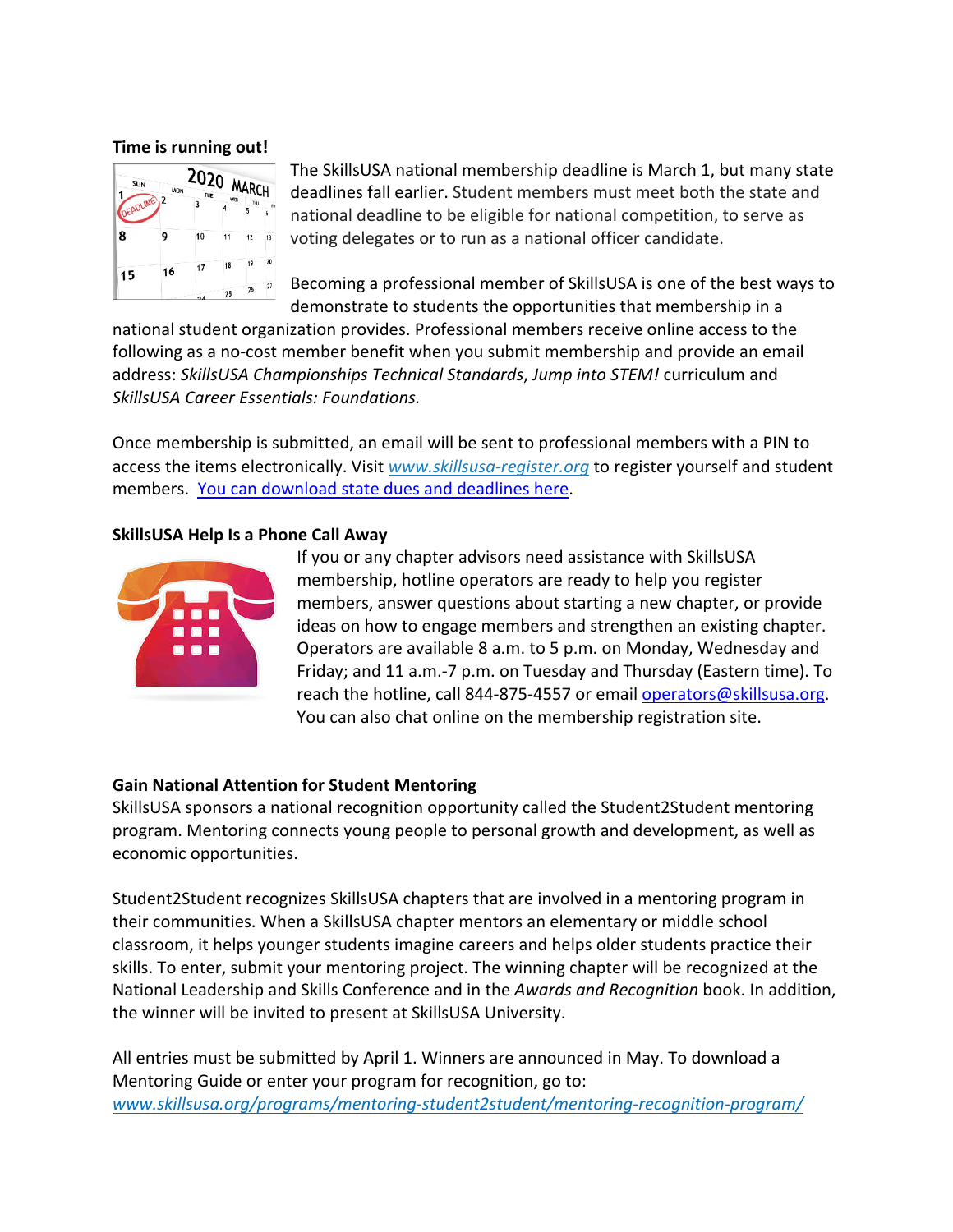**Time is running out!**

The SkillsUSA national membership deadline is March 1, but many state deadlines fall earlier. Student members must meet both the state and national deadline to be eligible for national competition, to serve as voting delegates or to run as a national officer candidate.

Becoming a professional member of SkillsUSA is one of the best ways to demonstrate to students the opportunities that membership in a national student organization provides. Professional members receive online access to the following as a no-cost member benefit when you submit membership and provide an email address: *SkillsUSA Championships Technical Standards*, *Jump into STEM!* curriculum and *SkillsUSA Career Essentials: Foundations.*

Once membership is submitted, an email will be sent to professional members with a PIN to access the items electronically. Visit *www.skillsusa-register.org* to register yourself and student members. You can download state dues and deadlines here.

**SkillsUSA Help Is a Phone Call Away**

If you or any chapter advisors need assistance with SkillsUSA membership, hotline operators are ready to help you register members, answer questions about starting a new chapter, or provide ideas on how to engage members and strengthen an existing chapter. Operators are available 8 a.m. to 5 p.m. on Monday, Wednesday and Friday; and 11 a.m.-7 p.m. on Tuesday and Thursday (Eastern time). To reach the hotline, call 844-875-4557 or email operators@skillsusa.org. You can also chat online on the membership registration site.

**Gain National Attention for Student Mentoring**

SkillsUSA sponsors a national recognition opportunity called the Student2Student mentoring program. Mentoring connects young people to personal growth and development, as well as economic opportunities.

Student2Student recognizes SkillsUSA chapters that are involved in a mentoring program in their communities. When a SkillsUSA chapter mentors an elementary or middle school classroom, it helps younger students imagine careers and helps older students practice their skills. To enter, submit your mentoring project. The winning chapter will be recognized at the National Leadership and Skills Conference and in the *Awards and Recognition* book. In addition, the winner will be invited to present at SkillsUSA University.

All entries must be submitted by April 1. Winners are announced in May. To download a Mentoring Guide or enter your program for recognition, go to: *www.skillsusa.org/programs/mentoring-student2student/mentoring-recognition-program/*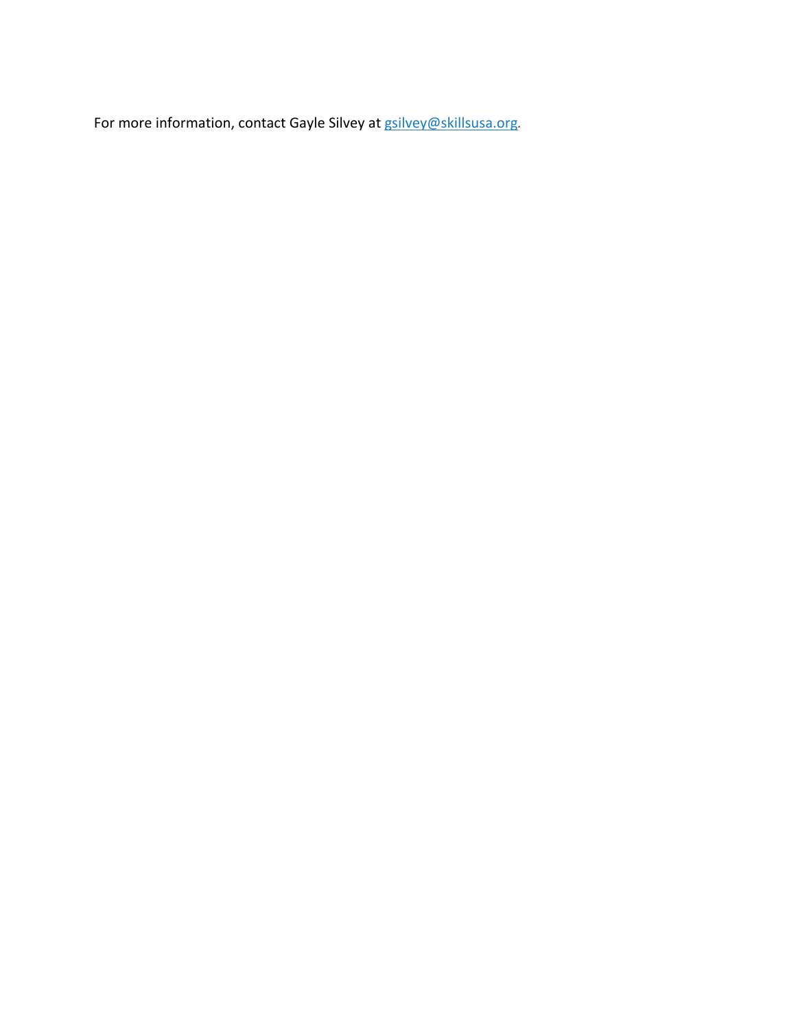For more information, contact Gayle Silvey at [gsilvey@skillsusa.org](mailto:gsilvey@skillsusa.org).